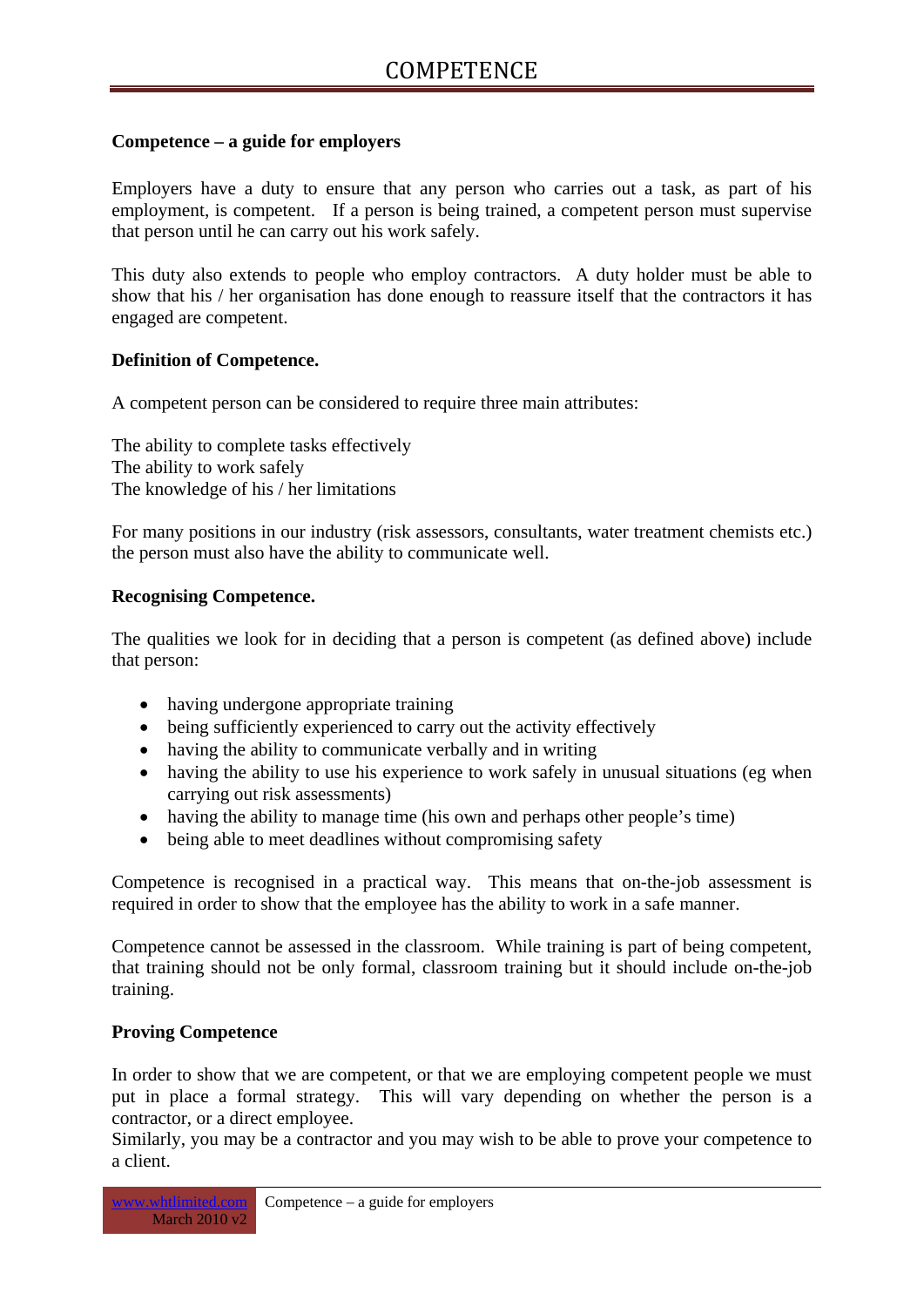# COMPETENCE

**Competence – a guide for employers**

Employers have a duty to ensure that any person who carries out a task, as part of his employment, is competent. If a person is being trained, a competent person must supervise that person until he can carry out his work safely.

This duty also extends to people who employ contractors. A duty holder must be able to show that his / her organisation has done enough to reassure itself that the contractors it has engaged are competent.

**Definition of Competence.**

A competent person can be considered to require three main attributes:

The ability to complete tasks effectively
The ability to work safely
The knowledge of his / her limitations

For many positions in our industry (risk assessors, consultants, water treatment chemists etc.) the person must also have the ability to communicate well.

**Recognising Competence.**

The qualities we look for in deciding that a person is competent (as defined above) include that person:

- having undergone appropriate training
- being sufficiently experienced to carry out the activity effectively
- having the ability to communicate verbally and in writing
- having the ability to use his experience to work safely in unusual situations (eg when carrying out risk assessments)
- having the ability to manage time (his own and perhaps other people's time)
- being able to meet deadlines without compromising safety

Competence is recognised in a practical way. This means that on-the-job assessment is required in order to show that the employee has the ability to work in a safe manner.

Competence cannot be assessed in the classroom. While training is part of being competent, that training should not be only formal, classroom training but it should include on-the-job training.

**Proving Competence**

In order to show that we are competent, or that we are employing competent people we must put in place a formal strategy. This will vary depending on whether the person is a contractor, or a direct employee.
Similarly, you may be a contractor and you may wish to be able to prove your competence to a client.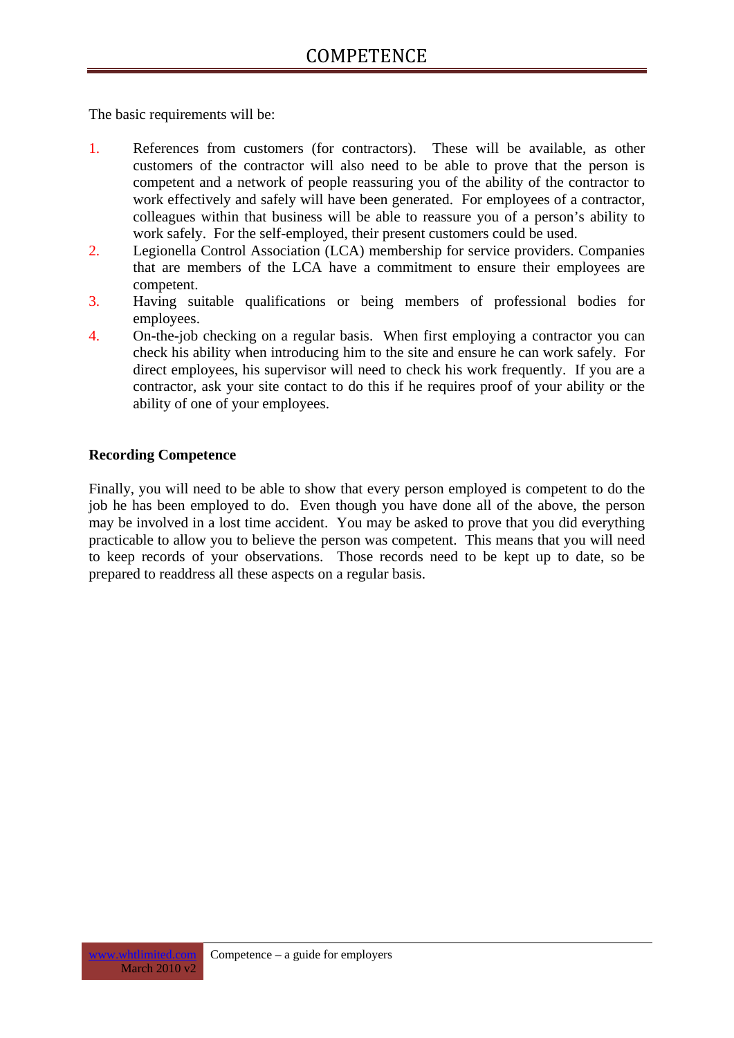The basic requirements will be:

1. References from customers (for contractors). These will be available, as other customers of the contractor will also need to be able to prove that the person is competent and a network of people reassuring you of the ability of the contractor to work effectively and safely will have been generated. For employees of a contractor, colleagues within that business will be able to reassure you of a person's ability to work safely. For the self-employed, their present customers could be used.
2. Legionella Control Association (LCA) membership for service providers. Companies that are members of the LCA have a commitment to ensure their employees are competent.
3. Having suitable qualifications or being members of professional bodies for employees.
4. On-the-job checking on a regular basis. When first employing a contractor you can check his ability when introducing him to the site and ensure he can work safely. For direct employees, his supervisor will need to check his work frequently. If you are a contractor, ask your site contact to do this if he requires proof of your ability or the ability of one of your employees.

**Recording Competence**

Finally, you will need to be able to show that every person employed is competent to do the job he has been employed to do. Even though you have done all of the above, the person may be involved in a lost time accident. You may be asked to prove that you did everything practicable to allow you to believe the person was competent. This means that you will need to keep records of your observations. Those records need to be kept up to date, so be prepared to readdress all these aspects on a regular basis.